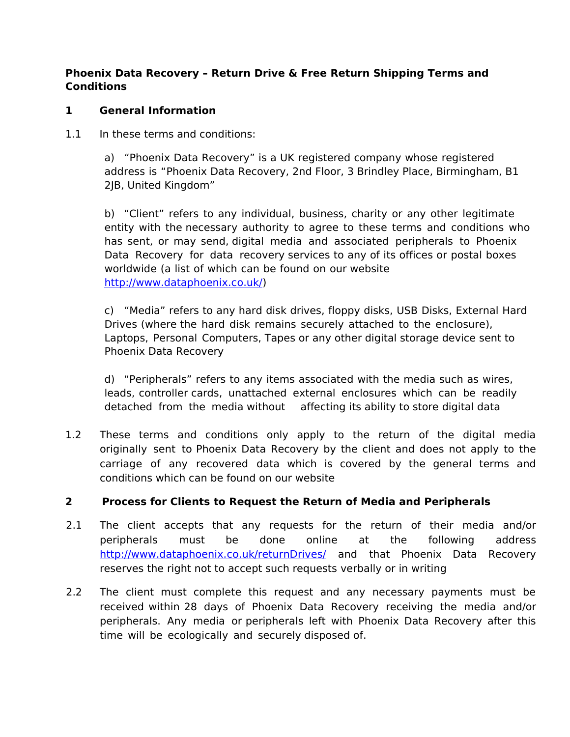**Phoenix Data Recovery – Return Drive & Free Return Shipping Terms and Conditions**

## 1 General Information

1.1 In these terms and conditions:

a) “Phoenix Data Recovery” is a UK registered company whose registered address is “Phoenix Data Recovery, 2nd Floor, 3 Brindley Place, Birmingham, B1 2JB, United Kingdom”

b) “Client” refers to any individual, business, charity or any other legitimate entity with the necessary authority to agree to these terms and conditions who has sent, or may send, digital media and associated peripherals to Phoenix Data Recovery for data recovery services to any of its offices or postal boxes worldwide (a list of which can be found on our website http://www.dataphoenix.co.uk/)

c) “Media” refers to any hard disk drives, floppy disks, USB Disks, External Hard Drives (where the hard disk remains securely attached to the enclosure), Laptops, Personal Computers, Tapes or any other digital storage device sent to Phoenix Data Recovery

d) “Peripherals” refers to any items associated with the media such as wires, leads, controller cards, unattached external enclosures which can be readily detached from the media without affecting its ability to store digital data

1.2 These terms and conditions only apply to the return of the digital media originally sent to Phoenix Data Recovery by the client and does not apply to the carriage of any recovered data which is covered by the general terms and conditions which can be found on our website

## 2 Process for Clients to Request the Return of Media and Peripherals

2.1 The client accepts that any requests for the return of their media and/or peripherals must be done online at the following address http://www.dataphoenix.co.uk/returnDrives/ and that Phoenix Data Recovery reserves the right not to accept such requests verbally or in writing

2.2 The client must complete this request and any necessary payments must be received within 28 days of Phoenix Data Recovery receiving the media and/or peripherals. Any media or peripherals left with Phoenix Data Recovery after this time will be ecologically and securely disposed of.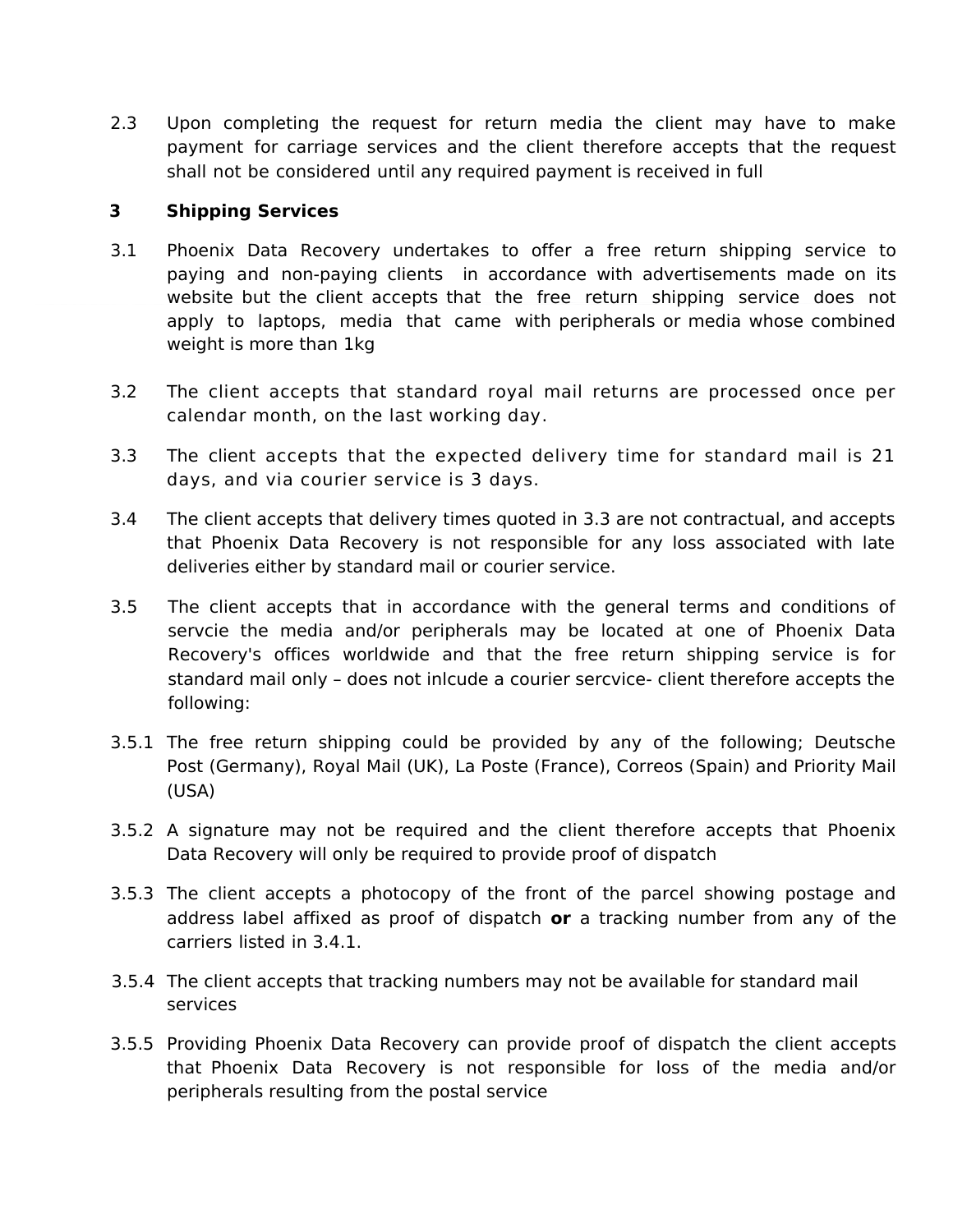2.3 Upon completing the request for return media the client may have to make payment for carriage services and the client therefore accepts that the request shall not be considered until any required payment is received in full

**3 Shipping Services**

3.1 Phoenix Data Recovery undertakes to offer a free return shipping service to paying and non-paying clients in accordance with advertisements made on its website but the client accepts that the free return shipping service does not apply to laptops, media that came with peripherals or media whose combined weight is more than 1kg

3.2 The client accepts that standard royal mail returns are processed once per calendar month, on the last working day.

3.3 The client accepts that the expected delivery time for standard mail is 21 days, and via courier service is 3 days.

3.4 The client accepts that delivery times quoted in 3.3 are not contractual, and accepts that Phoenix Data Recovery is not responsible for any loss associated with late deliveries either by standard mail or courier service.

3.5 The client accepts that in accordance with the general terms and conditions of servcie the media and/or peripherals may be located at one of Phoenix Data Recovery's offices worldwide and that the free return shipping service is for standard mail only – does not inlcude a courier sercvice- client therefore accepts the following:

3.5.1 The free return shipping could be provided by any of the following; Deutsche Post (Germany), Royal Mail (UK), La Poste (France), Correos (Spain) and Priority Mail (USA)

3.5.2 A signature may not be required and the client therefore accepts that Phoenix Data Recovery will only be required to provide proof of dispatch

3.5.3 The client accepts a photocopy of the front of the parcel showing postage and address label affixed as proof of dispatch **or** a tracking number from any of the carriers listed in 3.4.1.

3.5.4 The client accepts that tracking numbers may not be available for standard mail services

3.5.5 Providing Phoenix Data Recovery can provide proof of dispatch the client accepts that Phoenix Data Recovery is not responsible for loss of the media and/or peripherals resulting from the postal service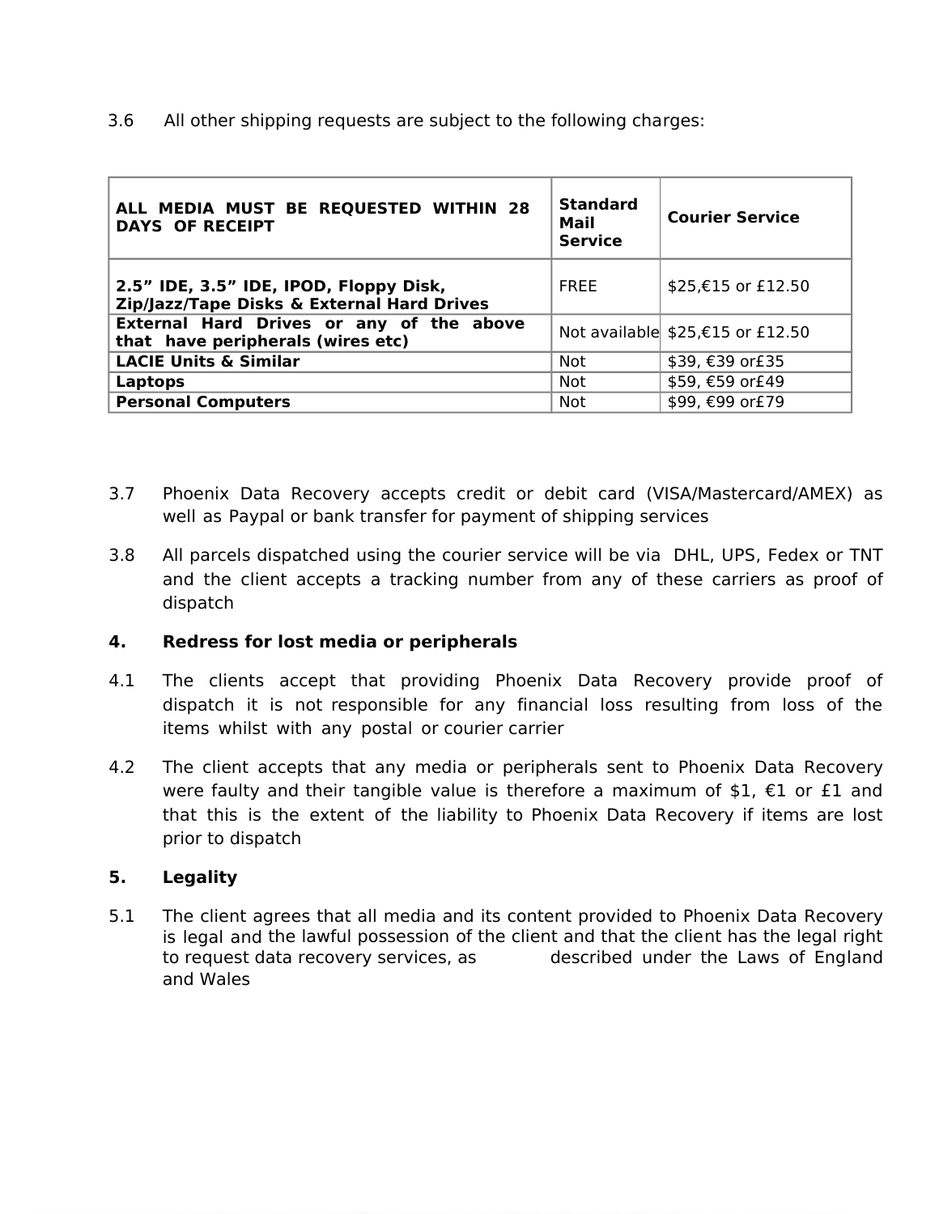3.6 All other shipping requests are subject to the following charges:

| **ALL MEDIA MUST BE REQUESTED WITHIN 28 DAYS OF RECEIPT** | **Standard Mail Service** | **Courier Service** |
|---|---|---|
| **2.5” IDE, 3.5” IDE, IPOD, Floppy Disk, Zip/Jazz/Tape Disks & External Hard Drives** | FREE | $25,€15 or £12.50 |
| **External Hard Drives or any of the above that have peripherals (wires etc)** | Not available | $25,€15 or £12.50 |
| **LACIE Units & Similar** | Not | $39, €39 or£35 |
| **Laptops** | Not | $59, €59 or£49 |
| **Personal Computers** | Not | $99, €99 or£79 |

3.7 Phoenix Data Recovery accepts credit or debit card (VISA/Mastercard/AMEX) as well as Paypal or bank transfer for payment of shipping services

3.8 All parcels dispatched using the courier service will be via DHL, UPS, Fedex or TNT and the client accepts a tracking number from any of these carriers as proof of dispatch

**4. Redress for lost media or peripherals**

4.1 The clients accept that providing Phoenix Data Recovery provide proof of dispatch it is not responsible for any financial loss resulting from loss of the items whilst with any postal or courier carrier

4.2 The client accepts that any media or peripherals sent to Phoenix Data Recovery were faulty and their tangible value is therefore a maximum of $1, €1 or £1 and that this is the extent of the liability to Phoenix Data Recovery if items are lost prior to dispatch

**5. Legality**

5.1 The client agrees that all media and its content provided to Phoenix Data Recovery is legal and the lawful possession of the client and that the client has the legal right to request data recovery services, as described under the Laws of England and Wales